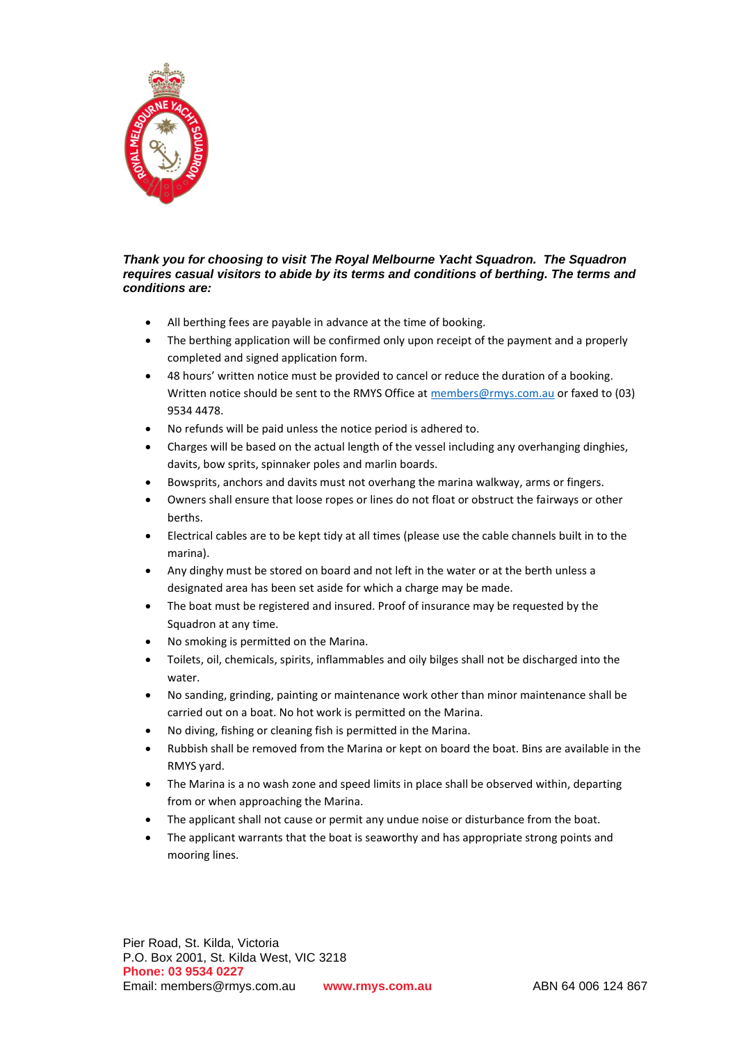***Thank you for choosing to visit The Royal Melbourne Yacht Squadron. The Squadron requires casual visitors to abide by its terms and conditions of berthing. The terms and conditions are:***

- All berthing fees are payable in advance at the time of booking.
- The berthing application will be confirmed only upon receipt of the payment and a properly completed and signed application form.
- 48 hours' written notice must be provided to cancel or reduce the duration of a booking. Written notice should be sent to the RMYS Office at members@rmys.com.au or faxed to (03) 9534 4478.
- No refunds will be paid unless the notice period is adhered to.
- Charges will be based on the actual length of the vessel including any overhanging dinghies, davits, bow sprits, spinnaker poles and marlin boards.
- Bowsprits, anchors and davits must not overhang the marina walkway, arms or fingers.
- Owners shall ensure that loose ropes or lines do not float or obstruct the fairways or other berths.
- Electrical cables are to be kept tidy at all times (please use the cable channels built in to the marina).
- Any dinghy must be stored on board and not left in the water or at the berth unless a designated area has been set aside for which a charge may be made.
- The boat must be registered and insured. Proof of insurance may be requested by the Squadron at any time.
- No smoking is permitted on the Marina.
- Toilets, oil, chemicals, spirits, inflammables and oily bilges shall not be discharged into the water.
- No sanding, grinding, painting or maintenance work other than minor maintenance shall be carried out on a boat. No hot work is permitted on the Marina.
- No diving, fishing or cleaning fish is permitted in the Marina.
- Rubbish shall be removed from the Marina or kept on board the boat. Bins are available in the RMYS yard.
- The Marina is a no wash zone and speed limits in place shall be observed within, departing from or when approaching the Marina.
- The applicant shall not cause or permit any undue noise or disturbance from the boat.
- The applicant warrants that the boat is seaworthy and has appropriate strong points and mooring lines.

Pier Road, St. Kilda, Victoria
P.O. Box 2001, St. Kilda West, VIC 3218
**Phone: 03 9534 0227**
Email: members@rmys.com.au **www.rmys.com.au** ABN 64 006 124 867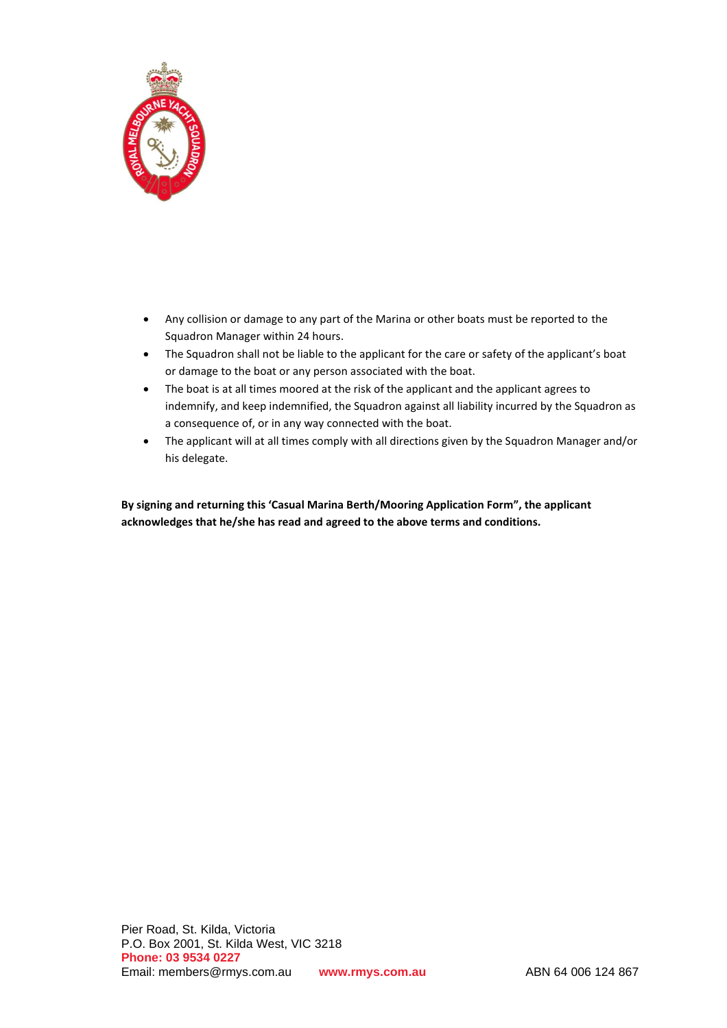- Any collision or damage to any part of the Marina or other boats must be reported to the Squadron Manager within 24 hours.
- The Squadron shall not be liable to the applicant for the care or safety of the applicant's boat or damage to the boat or any person associated with the boat.
- The boat is at all times moored at the risk of the applicant and the applicant agrees to indemnify, and keep indemnified, the Squadron against all liability incurred by the Squadron as a consequence of, or in any way connected with the boat.
- The applicant will at all times comply with all directions given by the Squadron Manager and/or his delegate.

**By signing and returning this 'Casual Marina Berth/Mooring Application Form", the applicant acknowledges that he/she has read and agreed to the above terms and conditions.**

Pier Road, St. Kilda, Victoria
P.O. Box 2001, St. Kilda West, VIC 3218
**Phone: 03 9534 0227**
Email: members@rmys.com.au **www.rmys.com.au** ABN 64 006 124 867